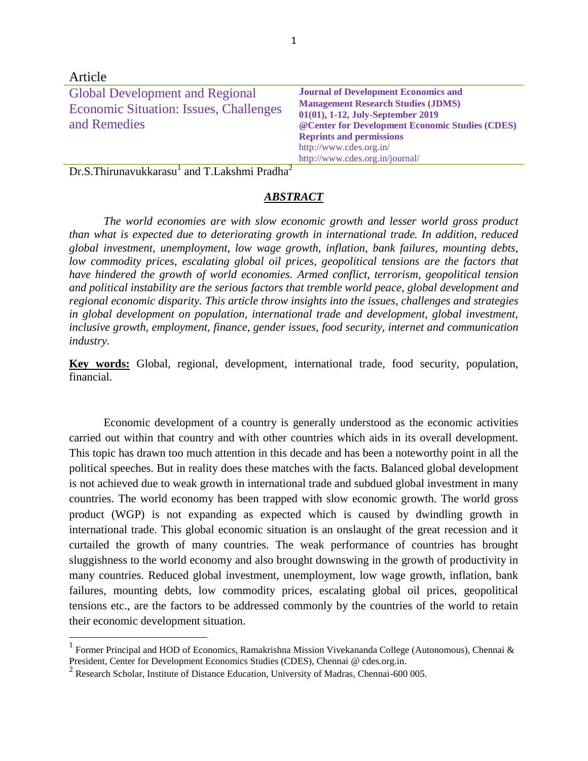Article

# Global Development and Regional Economic Situation: Issues, Challenges and Remedies

**Journal of Development Economics and Management Research Studies (JDMS)**
**01(01), 1-12, July-September 2019**
**@Center for Development Economic Studies (CDES)**
**Reprints and permissions**
http://www.cdes.org.in/
http://www.cdes.org.in/journal/

Dr.S.Thirunavukkarasu[1] and T.Lakshmi Pradha[2]

## ***ABSTRACT***

*The world economies are with slow economic growth and lesser world gross product than what is expected due to deteriorating growth in international trade. In addition, reduced global investment, unemployment, low wage growth, inflation, bank failures, mounting debts, low commodity prices, escalating global oil prices, geopolitical tensions are the factors that have hindered the growth of world economies. Armed conflict, terrorism, geopolitical tension and political instability are the serious factors that tremble world peace, global development and regional economic disparity. This article throw insights into the issues, challenges and strategies in global development on population, international trade and development, global investment, inclusive growth, employment, finance, gender issues, food security, internet and communication industry.*

**Key words:** Global, regional, development, international trade, food security, population, financial.

Economic development of a country is generally understood as the economic activities carried out within that country and with other countries which aids in its overall development. This topic has drawn too much attention in this decade and has been a noteworthy point in all the political speeches. But in reality does these matches with the facts. Balanced global development is not achieved due to weak growth in international trade and subdued global investment in many countries. The world economy has been trapped with slow economic growth. The world gross product (WGP) is not expanding as expected which is caused by dwindling growth in international trade. This global economic situation is an onslaught of the great recession and it curtailed the growth of many countries. The weak performance of countries has brought sluggishness to the world economy and also brought downswing in the growth of productivity in many countries. Reduced global investment, unemployment, low wage growth, inflation, bank failures, mounting debts, low commodity prices, escalating global oil prices, geopolitical tensions etc., are the factors to be addressed commonly by the countries of the world to retain their economic development situation.

---

[1] Former Principal and HOD of Economics, Ramakrishna Mission Vivekananda College (Autonomous), Chennai & President, Center for Development Economics Studies (CDES), Chennai @ cdes.org.in.

[2] Research Scholar, Institute of Distance Education, University of Madras, Chennai-600 005.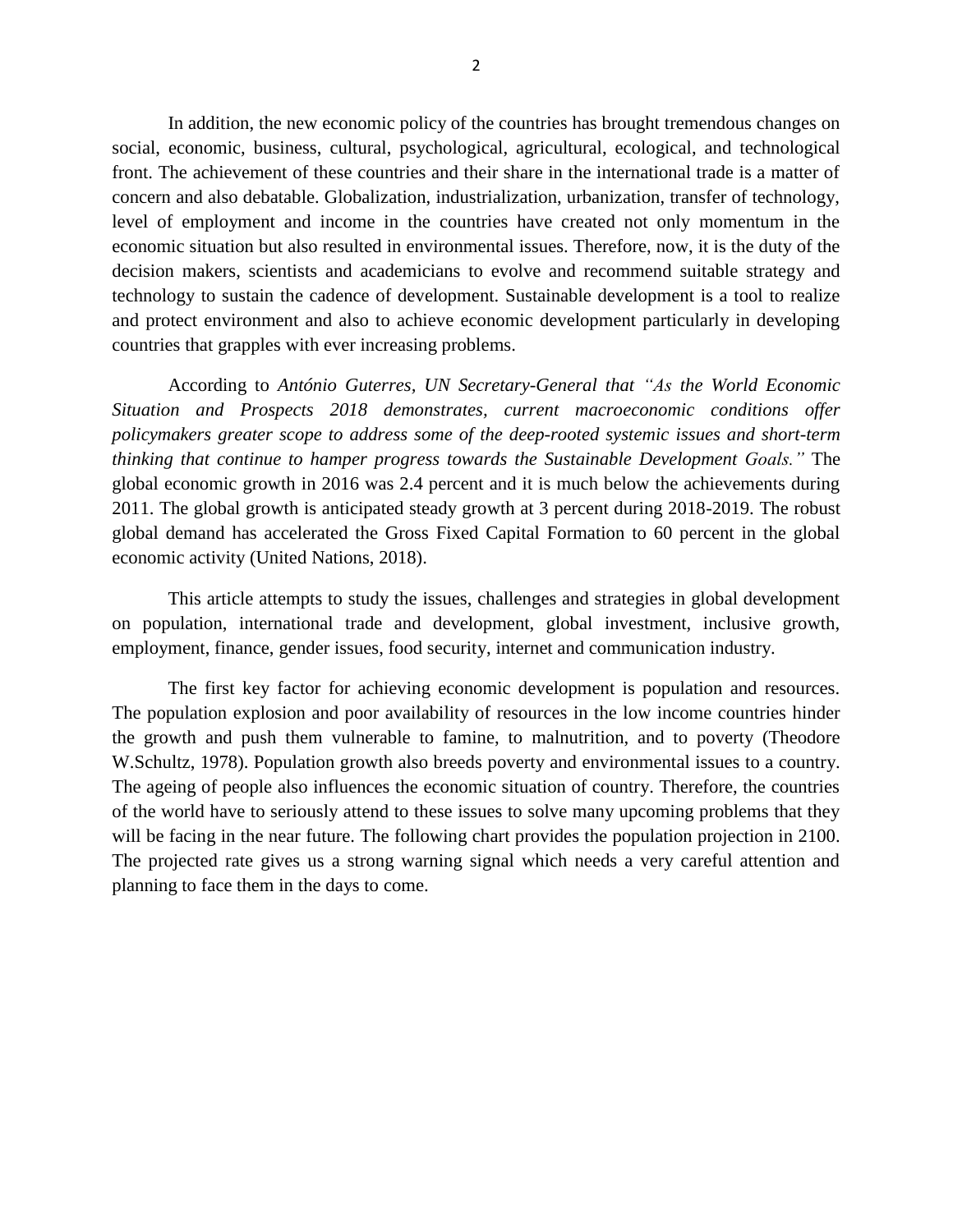In addition, the new economic policy of the countries has brought tremendous changes on social, economic, business, cultural, psychological, agricultural, ecological, and technological front. The achievement of these countries and their share in the international trade is a matter of concern and also debatable. Globalization, industrialization, urbanization, transfer of technology, level of employment and income in the countries have created not only momentum in the economic situation but also resulted in environmental issues. Therefore, now, it is the duty of the decision makers, scientists and academicians to evolve and recommend suitable strategy and technology to sustain the cadence of development. Sustainable development is a tool to realize and protect environment and also to achieve economic development particularly in developing countries that grapples with ever increasing problems.

According to *António Guterres, UN Secretary-General that "As the World Economic Situation and Prospects 2018 demonstrates, current macroeconomic conditions offer policymakers greater scope to address some of the deep-rooted systemic issues and short-term thinking that continue to hamper progress towards the Sustainable Development Goals."* The global economic growth in 2016 was 2.4 percent and it is much below the achievements during 2011. The global growth is anticipated steady growth at 3 percent during 2018-2019. The robust global demand has accelerated the Gross Fixed Capital Formation to 60 percent in the global economic activity (United Nations, 2018).

This article attempts to study the issues, challenges and strategies in global development on population, international trade and development, global investment, inclusive growth, employment, finance, gender issues, food security, internet and communication industry.

The first key factor for achieving economic development is population and resources. The population explosion and poor availability of resources in the low income countries hinder the growth and push them vulnerable to famine, to malnutrition, and to poverty (Theodore W.Schultz, 1978). Population growth also breeds poverty and environmental issues to a country. The ageing of people also influences the economic situation of country. Therefore, the countries of the world have to seriously attend to these issues to solve many upcoming problems that they will be facing in the near future. The following chart provides the population projection in 2100. The projected rate gives us a strong warning signal which needs a very careful attention and planning to face them in the days to come.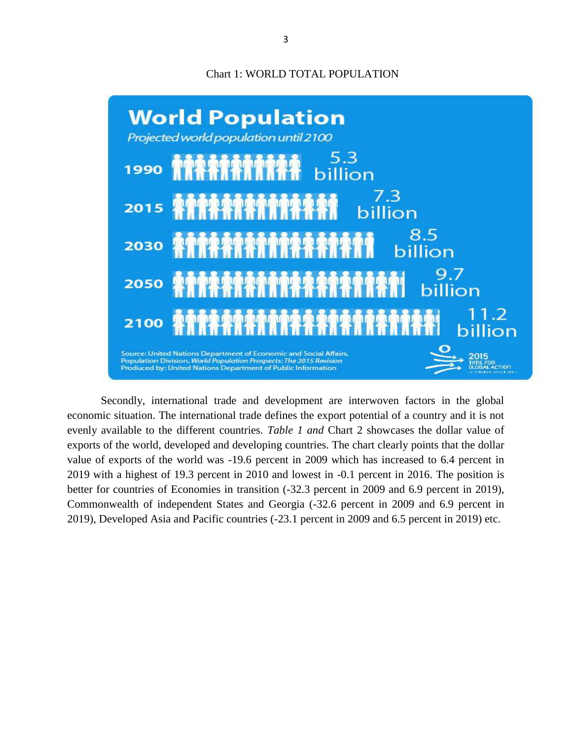Chart 1: WORLD TOTAL POPULATION

World Population

Projected world population until 2100

1990 5.3 billion

2015 7.3 billion

2030 8.5 billion

2050 9.7 billion

2100 11.2 billion

Source: United Nations Department of Economic and Social Affairs, Population Division, *World Population Prospects: The 2015 Revision*
Produced by: United Nations Department of Public Information

2015 TIME FOR GLOBAL ACTION

Secondly, international trade and development are interwoven factors in the global economic situation. The international trade defines the export potential of a country and it is not evenly available to the different countries. *Table 1 and* Chart 2 showcases the dollar value of exports of the world, developed and developing countries. The chart clearly points that the dollar value of exports of the world was -19.6 percent in 2009 which has increased to 6.4 percent in 2019 with a highest of 19.3 percent in 2010 and lowest in -0.1 percent in 2016. The position is better for countries of Economies in transition (-32.3 percent in 2009 and 6.9 percent in 2019), Commonwealth of independent States and Georgia (-32.6 percent in 2009 and 6.9 percent in 2019), Developed Asia and Pacific countries (-23.1 percent in 2009 and 6.5 percent in 2019) etc.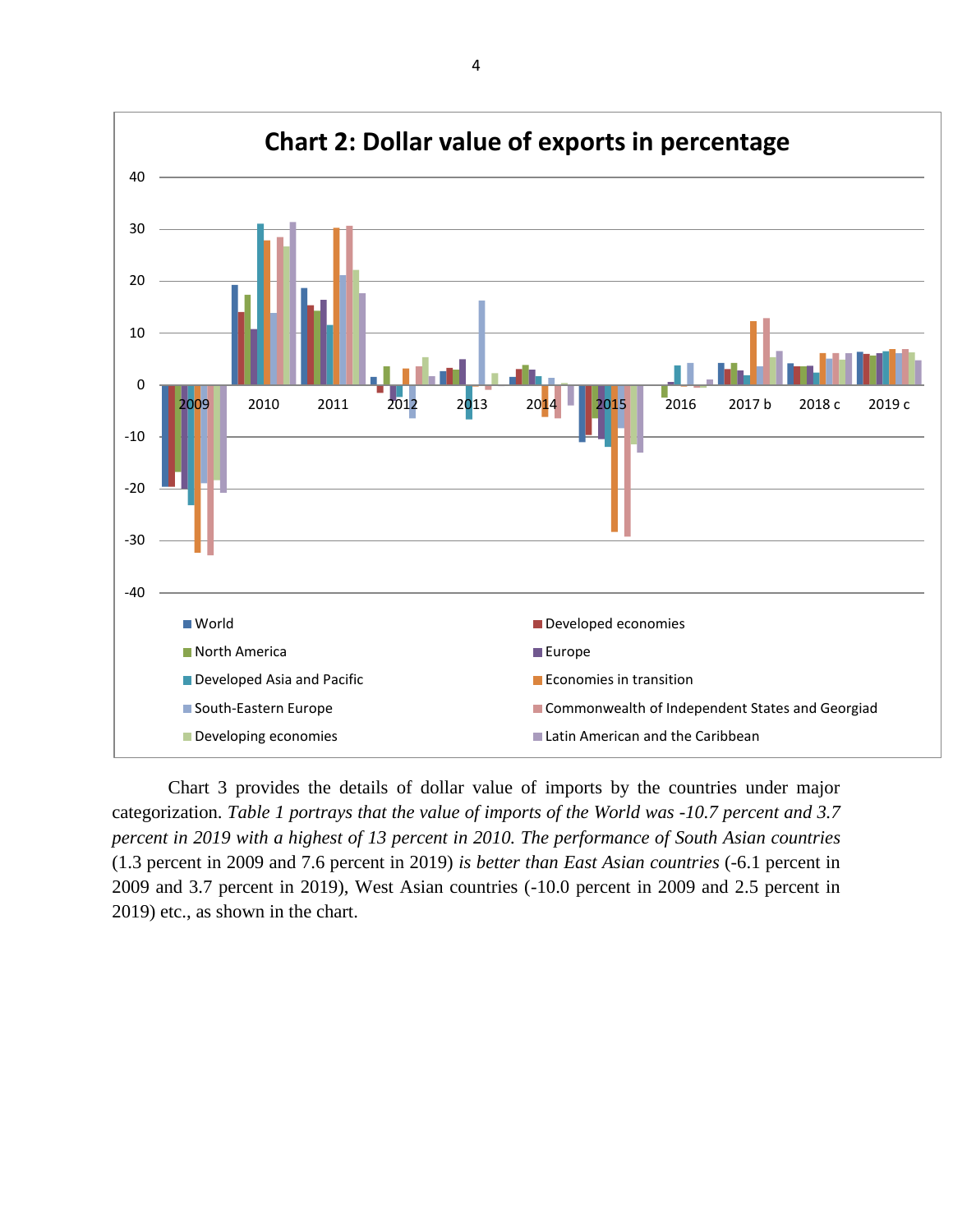**Chart 2: Dollar value of exports in percentage**

40
30
20
10
0
-10
-20
-30
-40

2009
2010
2011
2012
2013
2014
2015
2016
2017 b
2018 c
2019 c

World
Developed economies
North America
Europe
Developed Asia and Pacific
Economies in transition
South-Eastern Europe
Commonwealth of Independent States and Georgiad
Developing economies
Latin American and the Caribbean

Chart 3 provides the details of dollar value of imports by the countries under major categorization. *Table 1 portrays that the value of imports of the World was -10.7 percent and 3.7 percent in 2019 with a highest of 13 percent in 2010. The performance of South Asian countries* (1.3 percent in 2009 and 7.6 percent in 2019) *is better than East Asian countries* (-6.1 percent in 2009 and 3.7 percent in 2019), West Asian countries (-10.0 percent in 2009 and 2.5 percent in 2019) etc., as shown in the chart.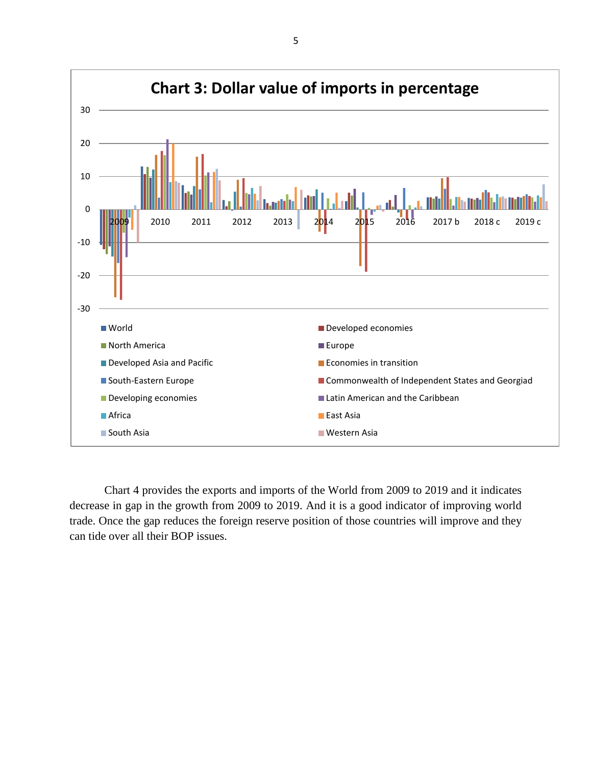**Chart 3: Dollar value of imports in percentage**

Chart 4 provides the exports and imports of the World from 2009 to 2019 and it indicates decrease in gap in the growth from 2009 to 2019. And it is a good indicator of improving world trade. Once the gap reduces the foreign reserve position of those countries will improve and they can tide over all their BOP issues.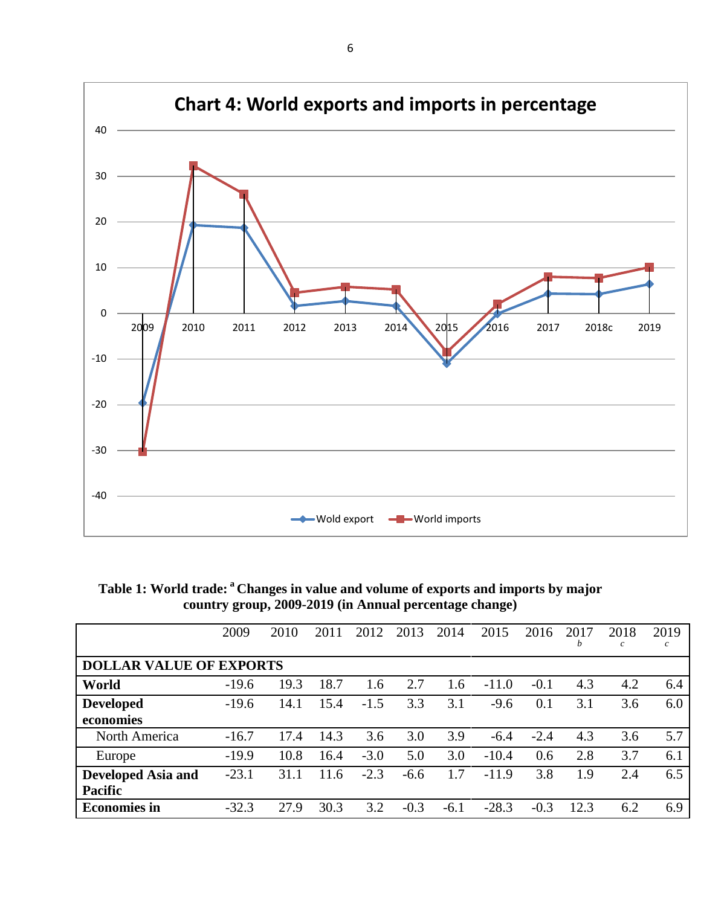Chart 4: World exports and imports in percentage

40
30
20
10
0
-10
-20
-30
-40

2009 2010 2011 2012 2013 2014 2015 2016 2017 2018c 2019

Wold export
World imports

**Table 1: World trade:** [a] **Changes in value and volume of exports and imports by major country group, 2009-2019 (in Annual percentage change)**

| | 2009 | 2010 | 2011 | 2012 | 2013 | 2014 | 2015 | 2016 | 2017 [b] | 2018 [c] | 2019 [c] |
|---|---|---|---|---|---|---|---|---|---|---|---|
| **DOLLAR VALUE OF EXPORTS** | | | | | | | | | | | |
| **World** | -19.6 | 19.3 | 18.7 | 1.6 | 2.7 | 1.6 | -11.0 | -0.1 | 4.3 | 4.2 | 6.4 |
| **Developed economies** | -19.6 | 14.1 | 15.4 | -1.5 | 3.3 | 3.1 | -9.6 | 0.1 | 3.1 | 3.6 | 6.0 |
| North America | -16.7 | 17.4 | 14.3 | 3.6 | 3.0 | 3.9 | -6.4 | -2.4 | 4.3 | 3.6 | 5.7 |
| Europe | -19.9 | 10.8 | 16.4 | -3.0 | 5.0 | 3.0 | -10.4 | 0.6 | 2.8 | 3.7 | 6.1 |
| **Developed Asia and Pacific** | -23.1 | 31.1 | 11.6 | -2.3 | -6.6 | 1.7 | -11.9 | 3.8 | 1.9 | 2.4 | 6.5 |
| **Economies in** | -32.3 | 27.9 | 30.3 | 3.2 | -0.3 | -6.1 | -28.3 | -0.3 | 12.3 | 6.2 | 6.9 |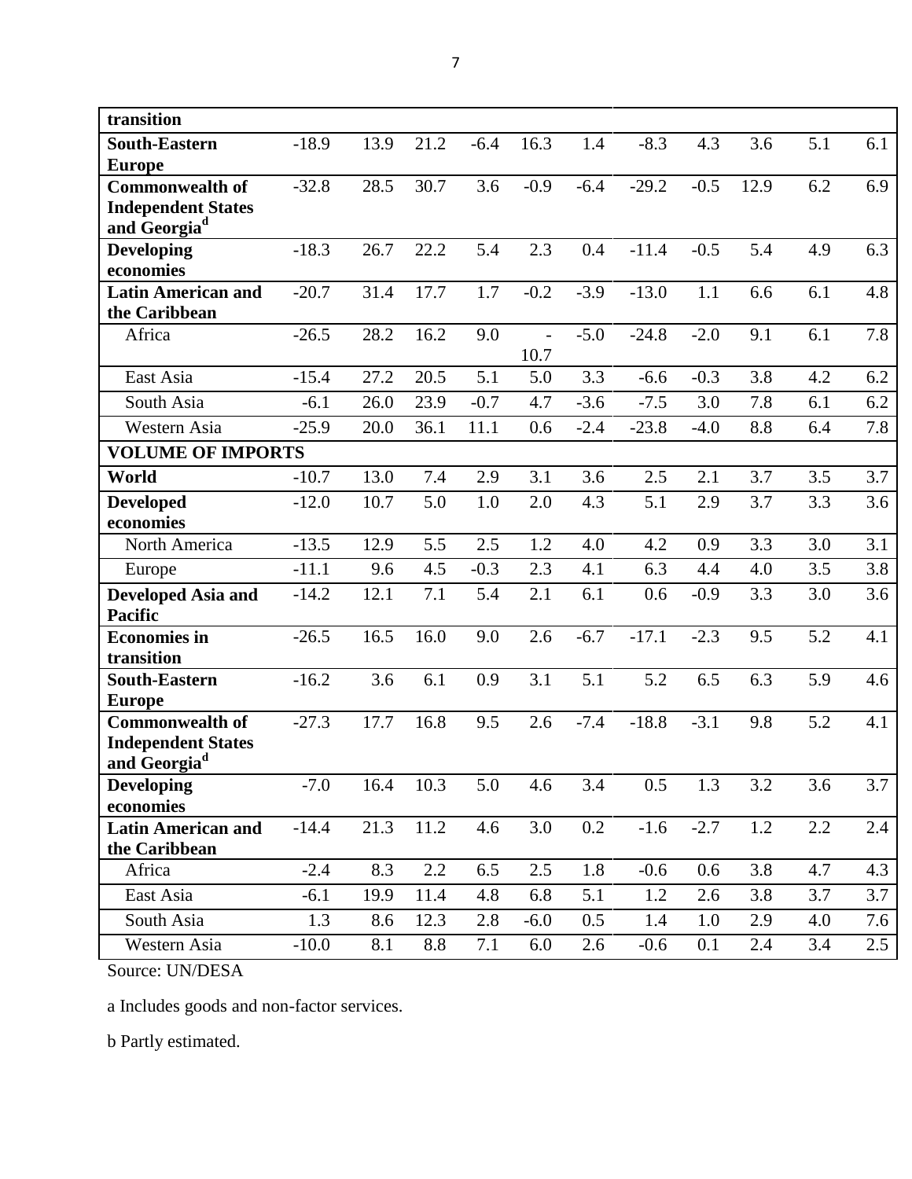| | | | | | | | | | | | |
|---|---|---|---|---|---|---|---|---|---|---|---|
| **transition** | | | | | | | | | | | |
| **South-Eastern Europe** | -18.9 | 13.9 | 21.2 | -6.4 | 16.3 | 1.4 | -8.3 | 4.3 | 3.6 | 5.1 | 6.1 |
| **Commonwealth of Independent States and Georgia[d]** | -32.8 | 28.5 | 30.7 | 3.6 | -0.9 | -6.4 | -29.2 | -0.5 | 12.9 | 6.2 | 6.9 |
| **Developing economies** | -18.3 | 26.7 | 22.2 | 5.4 | 2.3 | 0.4 | -11.4 | -0.5 | 5.4 | 4.9 | 6.3 |
| **Latin American and the Caribbean** | -20.7 | 31.4 | 17.7 | 1.7 | -0.2 | -3.9 | -13.0 | 1.1 | 6.6 | 6.1 | 4.8 |
| Africa | -26.5 | 28.2 | 16.2 | 9.0 | -10.7 | -5.0 | -24.8 | -2.0 | 9.1 | 6.1 | 7.8 |
| East Asia | -15.4 | 27.2 | 20.5 | 5.1 | 5.0 | 3.3 | -6.6 | -0.3 | 3.8 | 4.2 | 6.2 |
| South Asia | -6.1 | 26.0 | 23.9 | -0.7 | 4.7 | -3.6 | -7.5 | 3.0 | 7.8 | 6.1 | 6.2 |
| Western Asia | -25.9 | 20.0 | 36.1 | 11.1 | 0.6 | -2.4 | -23.8 | -4.0 | 8.8 | 6.4 | 7.8 |
| **VOLUME OF IMPORTS** | | | | | | | | | | | |
| **World** | -10.7 | 13.0 | 7.4 | 2.9 | 3.1 | 3.6 | 2.5 | 2.1 | 3.7 | 3.5 | 3.7 |
| **Developed economies** | -12.0 | 10.7 | 5.0 | 1.0 | 2.0 | 4.3 | 5.1 | 2.9 | 3.7 | 3.3 | 3.6 |
| North America | -13.5 | 12.9 | 5.5 | 2.5 | 1.2 | 4.0 | 4.2 | 0.9 | 3.3 | 3.0 | 3.1 |
| Europe | -11.1 | 9.6 | 4.5 | -0.3 | 2.3 | 4.1 | 6.3 | 4.4 | 4.0 | 3.5 | 3.8 |
| **Developed Asia and Pacific** | -14.2 | 12.1 | 7.1 | 5.4 | 2.1 | 6.1 | 0.6 | -0.9 | 3.3 | 3.0 | 3.6 |
| **Economies in transition** | -26.5 | 16.5 | 16.0 | 9.0 | 2.6 | -6.7 | -17.1 | -2.3 | 9.5 | 5.2 | 4.1 |
| **South-Eastern Europe** | -16.2 | 3.6 | 6.1 | 0.9 | 3.1 | 5.1 | 5.2 | 6.5 | 6.3 | 5.9 | 4.6 |
| **Commonwealth of Independent States and Georgia[d]** | -27.3 | 17.7 | 16.8 | 9.5 | 2.6 | -7.4 | -18.8 | -3.1 | 9.8 | 5.2 | 4.1 |
| **Developing economies** | -7.0 | 16.4 | 10.3 | 5.0 | 4.6 | 3.4 | 0.5 | 1.3 | 3.2 | 3.6 | 3.7 |
| **Latin American and the Caribbean** | -14.4 | 21.3 | 11.2 | 4.6 | 3.0 | 0.2 | -1.6 | -2.7 | 1.2 | 2.2 | 2.4 |
| Africa | -2.4 | 8.3 | 2.2 | 6.5 | 2.5 | 1.8 | -0.6 | 0.6 | 3.8 | 4.7 | 4.3 |
| East Asia | -6.1 | 19.9 | 11.4 | 4.8 | 6.8 | 5.1 | 1.2 | 2.6 | 3.8 | 3.7 | 3.7 |
| South Asia | 1.3 | 8.6 | 12.3 | 2.8 | -6.0 | 0.5 | 1.4 | 1.0 | 2.9 | 4.0 | 7.6 |
| Western Asia | -10.0 | 8.1 | 8.8 | 7.1 | 6.0 | 2.6 | -0.6 | 0.1 | 2.4 | 3.4 | 2.5 |

Source: UN/DESA

a Includes goods and non-factor services.

b Partly estimated.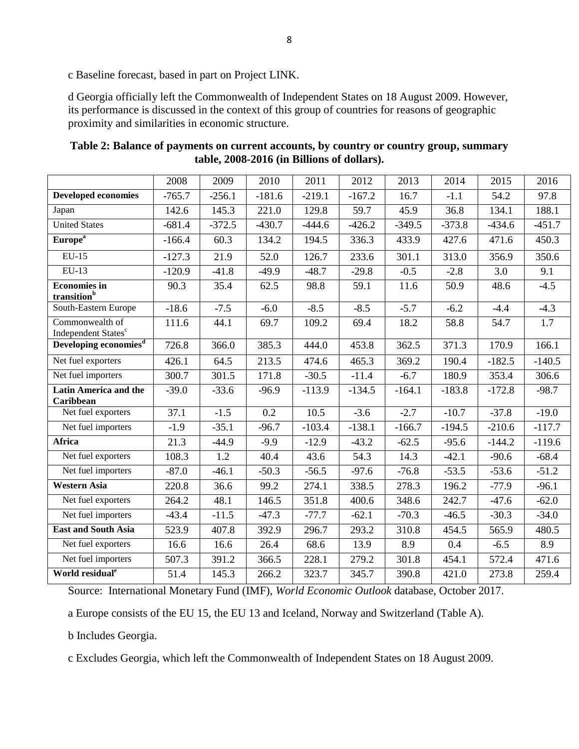c Baseline forecast, based in part on Project LINK.

d Georgia officially left the Commonwealth of Independent States on 18 August 2009. However, its performance is discussed in the context of this group of countries for reasons of geographic proximity and similarities in economic structure.

**Table 2: Balance of payments on current accounts, by country or country group, summary table, 2008-2016 (in Billions of dollars).**

| | 2008 | 2009 | 2010 | 2011 | 2012 | 2013 | 2014 | 2015 | 2016 |
|---|---|---|---|---|---|---|---|---|---|
| **Developed economies** | -765.7 | -256.1 | -181.6 | -219.1 | -167.2 | 16.7 | -1.1 | 54.2 | 97.8 |
| Japan | 142.6 | 145.3 | 221.0 | 129.8 | 59.7 | 45.9 | 36.8 | 134.1 | 188.1 |
| United States | -681.4 | -372.5 | -430.7 | -444.6 | -426.2 | -349.5 | -373.8 | -434.6 | -451.7 |
| **Europe**[a] | -166.4 | 60.3 | 134.2 | 194.5 | 336.3 | 433.9 | 427.6 | 471.6 | 450.3 |
| EU-15 | -127.3 | 21.9 | 52.0 | 126.7 | 233.6 | 301.1 | 313.0 | 356.9 | 350.6 |
| EU-13 | -120.9 | -41.8 | -49.9 | -48.7 | -29.8 | -0.5 | -2.8 | 3.0 | 9.1 |
| **Economies in transition**[b] | 90.3 | 35.4 | 62.5 | 98.8 | 59.1 | 11.6 | 50.9 | 48.6 | -4.5 |
| South-Eastern Europe | -18.6 | -7.5 | -6.0 | -8.5 | -8.5 | -5.7 | -6.2 | -4.4 | -4.3 |
| Commonwealth of Independent States[c] | 111.6 | 44.1 | 69.7 | 109.2 | 69.4 | 18.2 | 58.8 | 54.7 | 1.7 |
| **Developing economies**[d] | 726.8 | 366.0 | 385.3 | 444.0 | 453.8 | 362.5 | 371.3 | 170.9 | 166.1 |
| Net fuel exporters | 426.1 | 64.5 | 213.5 | 474.6 | 465.3 | 369.2 | 190.4 | -182.5 | -140.5 |
| Net fuel importers | 300.7 | 301.5 | 171.8 | -30.5 | -11.4 | -6.7 | 180.9 | 353.4 | 306.6 |
| **Latin America and the Caribbean** | -39.0 | -33.6 | -96.9 | -113.9 | -134.5 | -164.1 | -183.8 | -172.8 | -98.7 |
| Net fuel exporters | 37.1 | -1.5 | 0.2 | 10.5 | -3.6 | -2.7 | -10.7 | -37.8 | -19.0 |
| Net fuel importers | -1.9 | -35.1 | -96.7 | -103.4 | -138.1 | -166.7 | -194.5 | -210.6 | -117.7 |
| **Africa** | 21.3 | -44.9 | -9.9 | -12.9 | -43.2 | -62.5 | -95.6 | -144.2 | -119.6 |
| Net fuel exporters | 108.3 | 1.2 | 40.4 | 43.6 | 54.3 | 14.3 | -42.1 | -90.6 | -68.4 |
| Net fuel importers | -87.0 | -46.1 | -50.3 | -56.5 | -97.6 | -76.8 | -53.5 | -53.6 | -51.2 |
| **Western Asia** | 220.8 | 36.6 | 99.2 | 274.1 | 338.5 | 278.3 | 196.2 | -77.9 | -96.1 |
| Net fuel exporters | 264.2 | 48.1 | 146.5 | 351.8 | 400.6 | 348.6 | 242.7 | -47.6 | -62.0 |
| Net fuel importers | -43.4 | -11.5 | -47.3 | -77.7 | -62.1 | -70.3 | -46.5 | -30.3 | -34.0 |
| **East and South Asia** | 523.9 | 407.8 | 392.9 | 296.7 | 293.2 | 310.8 | 454.5 | 565.9 | 480.5 |
| Net fuel exporters | 16.6 | 16.6 | 26.4 | 68.6 | 13.9 | 8.9 | 0.4 | -6.5 | 8.9 |
| Net fuel importers | 507.3 | 391.2 | 366.5 | 228.1 | 279.2 | 301.8 | 454.1 | 572.4 | 471.6 |
| **World residual**[e] | 51.4 | 145.3 | 266.2 | 323.7 | 345.7 | 390.8 | 421.0 | 273.8 | 259.4 |

Source: International Monetary Fund (IMF), *World Economic Outlook* database, October 2017.

a Europe consists of the EU 15, the EU 13 and Iceland, Norway and Switzerland (Table A).

b Includes Georgia.

c Excludes Georgia, which left the Commonwealth of Independent States on 18 August 2009.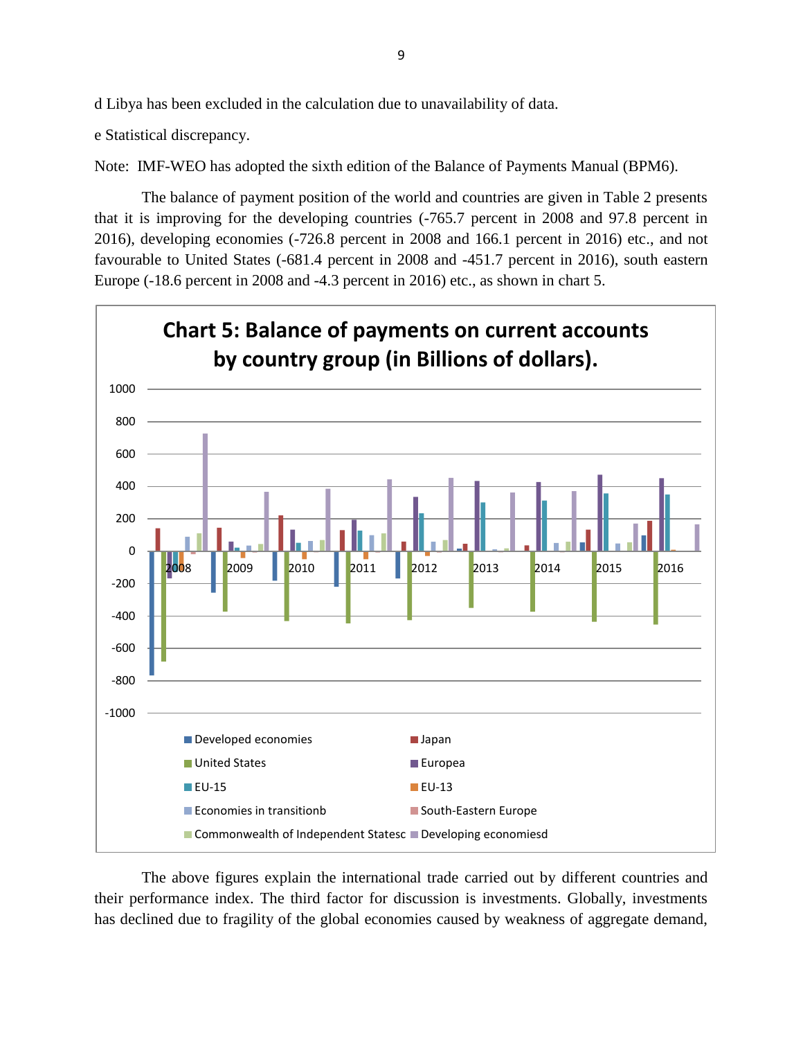d Libya has been excluded in the calculation due to unavailability of data.

e Statistical discrepancy.

Note: IMF-WEO has adopted the sixth edition of the Balance of Payments Manual (BPM6).

The balance of payment position of the world and countries are given in Table 2 presents that it is improving for the developing countries (-765.7 percent in 2008 and 97.8 percent in 2016), developing economies (-726.8 percent in 2008 and 166.1 percent in 2016) etc., and not favourable to United States (-681.4 percent in 2008 and -451.7 percent in 2016), south eastern Europe (-18.6 percent in 2008 and -4.3 percent in 2016) etc., as shown in chart 5.

**Chart 5: Balance of payments on current accounts by country group (in Billions of dollars).**

1000
800
600
400
200
0
-200
-400
-600
-800
-1000

2008 2009 2010 2011 2012 2013 2014 2015 2016

Developed economies
Japan
United States
Europea
EU-15
EU-13
Economies in transitionb
South-Eastern Europe
Commonwealth of Independent Statesc
Developing economiesd

The above figures explain the international trade carried out by different countries and their performance index. The third factor for discussion is investments. Globally, investments has declined due to fragility of the global economies caused by weakness of aggregate demand,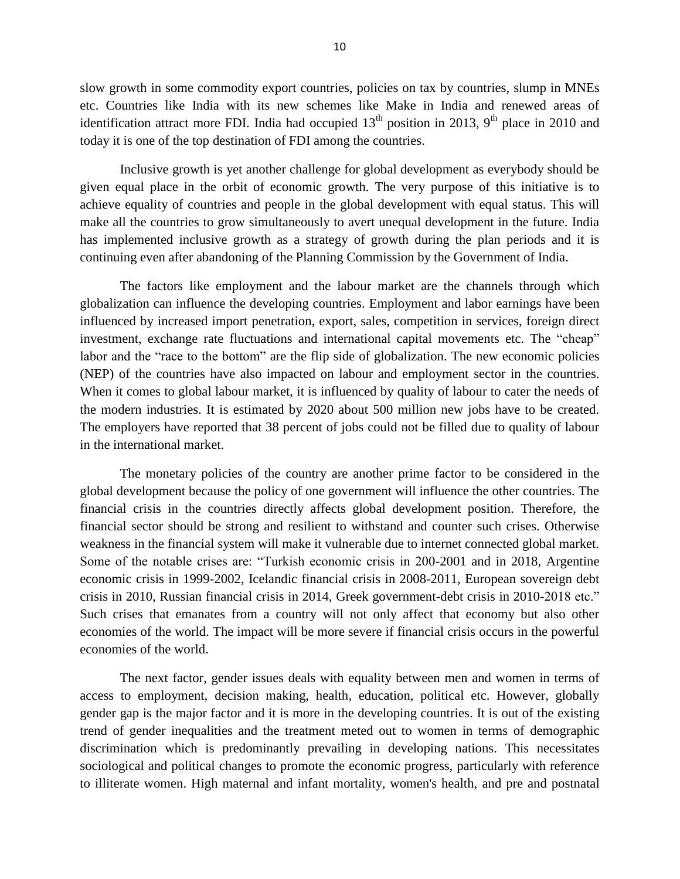slow growth in some commodity export countries, policies on tax by countries, slump in MNEs etc. Countries like India with its new schemes like Make in India and renewed areas of identification attract more FDI. India had occupied 13th position in 2013, 9th place in 2010 and today it is one of the top destination of FDI among the countries.

Inclusive growth is yet another challenge for global development as everybody should be given equal place in the orbit of economic growth. The very purpose of this initiative is to achieve equality of countries and people in the global development with equal status. This will make all the countries to grow simultaneously to avert unequal development in the future. India has implemented inclusive growth as a strategy of growth during the plan periods and it is continuing even after abandoning of the Planning Commission by the Government of India.

The factors like employment and the labour market are the channels through which globalization can influence the developing countries. Employment and labor earnings have been influenced by increased import penetration, export, sales, competition in services, foreign direct investment, exchange rate fluctuations and international capital movements etc. The "cheap" labor and the "race to the bottom" are the flip side of globalization. The new economic policies (NEP) of the countries have also impacted on labour and employment sector in the countries. When it comes to global labour market, it is influenced by quality of labour to cater the needs of the modern industries. It is estimated by 2020 about 500 million new jobs have to be created. The employers have reported that 38 percent of jobs could not be filled due to quality of labour in the international market.

The monetary policies of the country are another prime factor to be considered in the global development because the policy of one government will influence the other countries. The financial crisis in the countries directly affects global development position. Therefore, the financial sector should be strong and resilient to withstand and counter such crises. Otherwise weakness in the financial system will make it vulnerable due to internet connected global market. Some of the notable crises are: "Turkish economic crisis in 200-2001 and in 2018, Argentine economic crisis in 1999-2002, Icelandic financial crisis in 2008-2011, European sovereign debt crisis in 2010, Russian financial crisis in 2014, Greek government-debt crisis in 2010-2018 etc." Such crises that emanates from a country will not only affect that economy but also other economies of the world. The impact will be more severe if financial crisis occurs in the powerful economies of the world.

The next factor, gender issues deals with equality between men and women in terms of access to employment, decision making, health, education, political etc. However, globally gender gap is the major factor and it is more in the developing countries. It is out of the existing trend of gender inequalities and the treatment meted out to women in terms of demographic discrimination which is predominantly prevailing in developing nations. This necessitates sociological and political changes to promote the economic progress, particularly with reference to illiterate women. High maternal and infant mortality, women's health, and pre and postnatal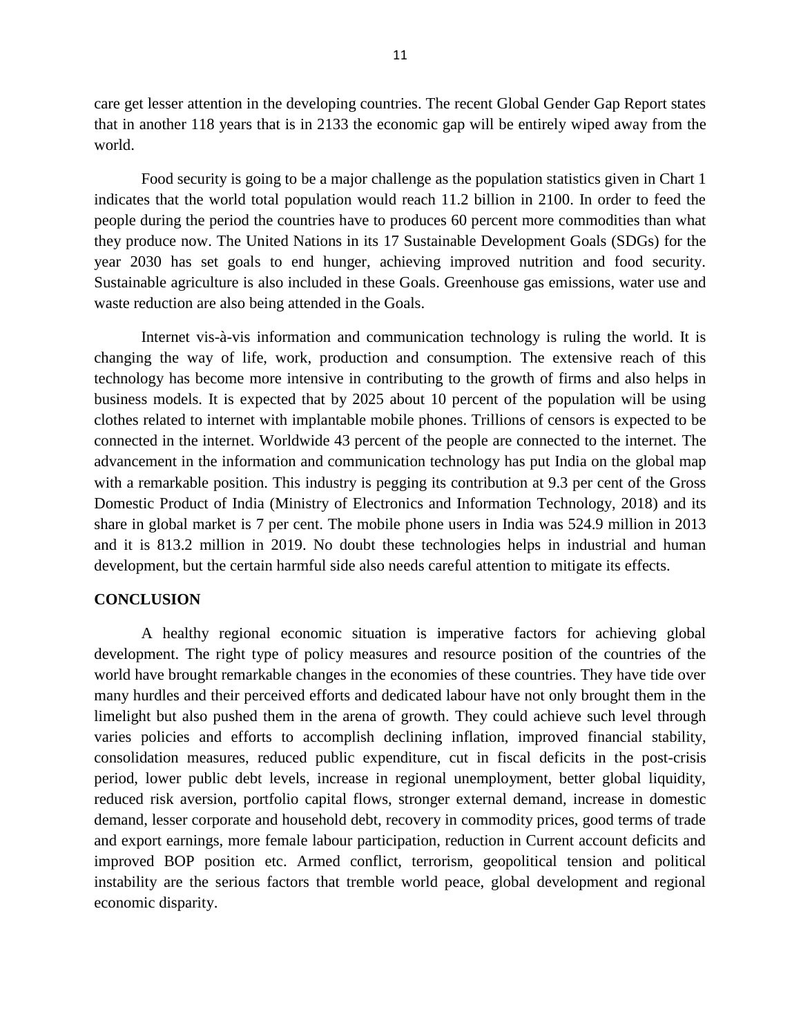care get lesser attention in the developing countries. The recent Global Gender Gap Report states that in another 118 years that is in 2133 the economic gap will be entirely wiped away from the world.

Food security is going to be a major challenge as the population statistics given in Chart 1 indicates that the world total population would reach 11.2 billion in 2100. In order to feed the people during the period the countries have to produces 60 percent more commodities than what they produce now. The United Nations in its 17 Sustainable Development Goals (SDGs) for the year 2030 has set goals to end hunger, achieving improved nutrition and food security. Sustainable agriculture is also included in these Goals. Greenhouse gas emissions, water use and waste reduction are also being attended in the Goals.

Internet vis-à-vis information and communication technology is ruling the world. It is changing the way of life, work, production and consumption. The extensive reach of this technology has become more intensive in contributing to the growth of firms and also helps in business models. It is expected that by 2025 about 10 percent of the population will be using clothes related to internet with implantable mobile phones. Trillions of censors is expected to be connected in the internet. Worldwide 43 percent of the people are connected to the internet. The advancement in the information and communication technology has put India on the global map with a remarkable position. This industry is pegging its contribution at 9.3 per cent of the Gross Domestic Product of India (Ministry of Electronics and Information Technology, 2018) and its share in global market is 7 per cent. The mobile phone users in India was 524.9 million in 2013 and it is 813.2 million in 2019. No doubt these technologies helps in industrial and human development, but the certain harmful side also needs careful attention to mitigate its effects.

## CONCLUSION

A healthy regional economic situation is imperative factors for achieving global development. The right type of policy measures and resource position of the countries of the world have brought remarkable changes in the economies of these countries. They have tide over many hurdles and their perceived efforts and dedicated labour have not only brought them in the limelight but also pushed them in the arena of growth. They could achieve such level through varies policies and efforts to accomplish declining inflation, improved financial stability, consolidation measures, reduced public expenditure, cut in fiscal deficits in the post-crisis period, lower public debt levels, increase in regional unemployment, better global liquidity, reduced risk aversion, portfolio capital flows, stronger external demand, increase in domestic demand, lesser corporate and household debt, recovery in commodity prices, good terms of trade and export earnings, more female labour participation, reduction in Current account deficits and improved BOP position etc. Armed conflict, terrorism, geopolitical tension and political instability are the serious factors that tremble world peace, global development and regional economic disparity.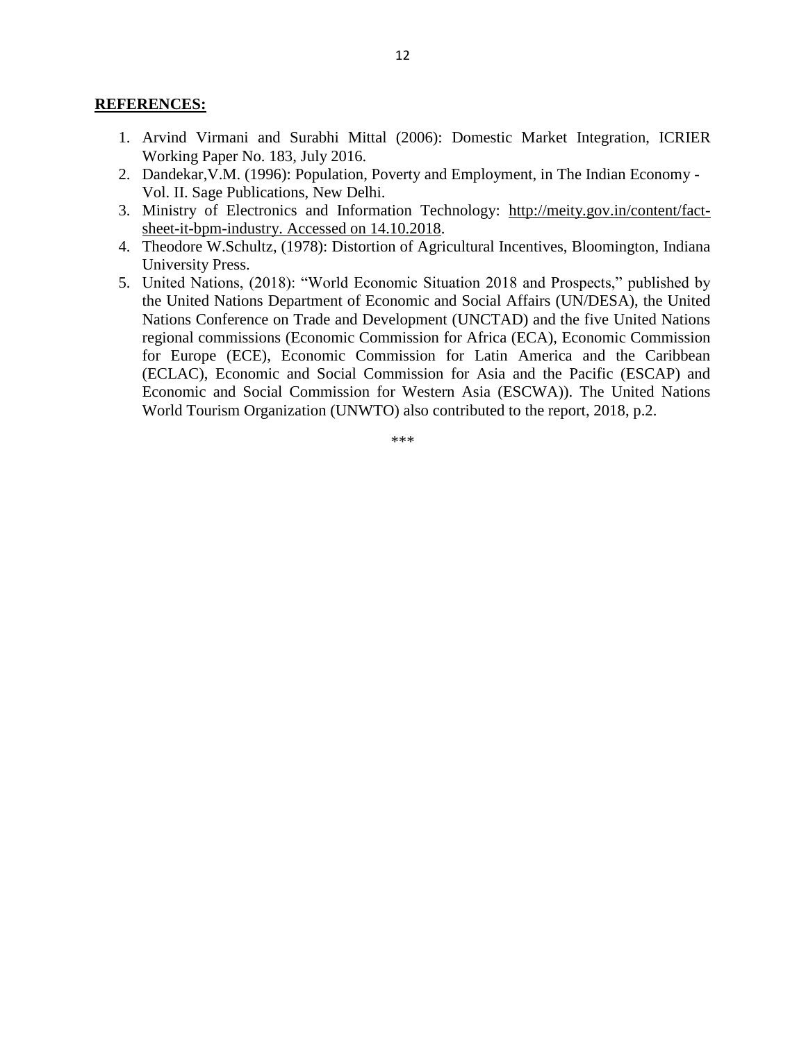**REFERENCES:**

1. Arvind Virmani and Surabhi Mittal (2006): Domestic Market Integration, ICRIER Working Paper No. 183, July 2016.
2. Dandekar,V.M. (1996): Population, Poverty and Employment, in The Indian Economy - Vol. II. Sage Publications, New Delhi.
3. Ministry of Electronics and Information Technology: http://meity.gov.in/content/fact-sheet-it-bpm-industry. Accessed on 14.10.2018.
4. Theodore W.Schultz, (1978): Distortion of Agricultural Incentives, Bloomington, Indiana University Press.
5. United Nations, (2018): "World Economic Situation 2018 and Prospects," published by the United Nations Department of Economic and Social Affairs (UN/DESA), the United Nations Conference on Trade and Development (UNCTAD) and the five United Nations regional commissions (Economic Commission for Africa (ECA), Economic Commission for Europe (ECE), Economic Commission for Latin America and the Caribbean (ECLAC), Economic and Social Commission for Asia and the Pacific (ESCAP) and Economic and Social Commission for Western Asia (ESCWA)). The United Nations World Tourism Organization (UNWTO) also contributed to the report, 2018, p.2.

***